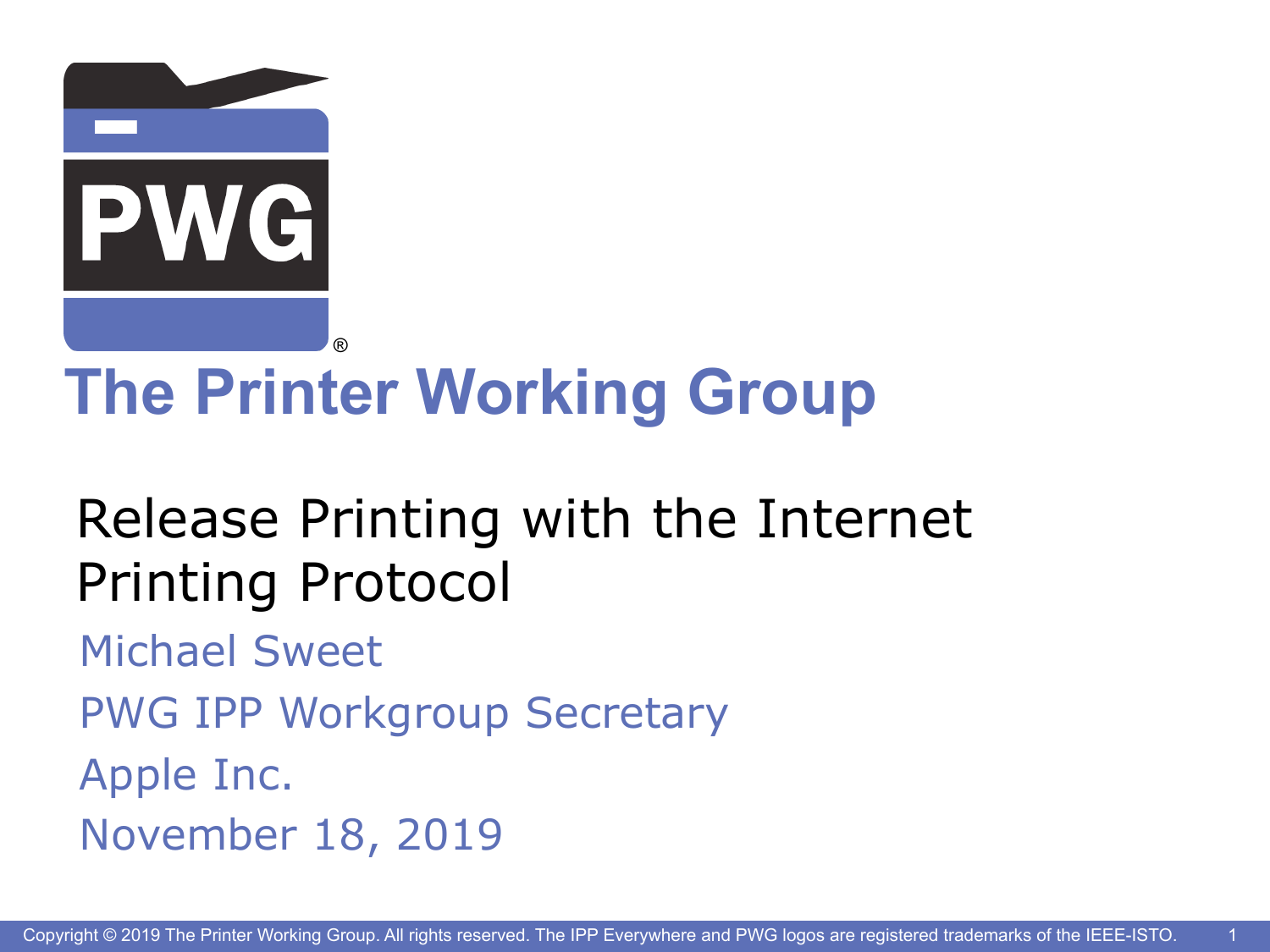# The Printer Working Group

## Release Printing with the Internet Printing Protocol

Michael Sweet

PWG IPP Workgroup Secretary

Apple Inc.

November 18, 2019

Copyright © 2019 The Printer Working Group. All rights reserved. The IPP Everywhere and PWG logos are registered trademarks of the IEEE-ISTO.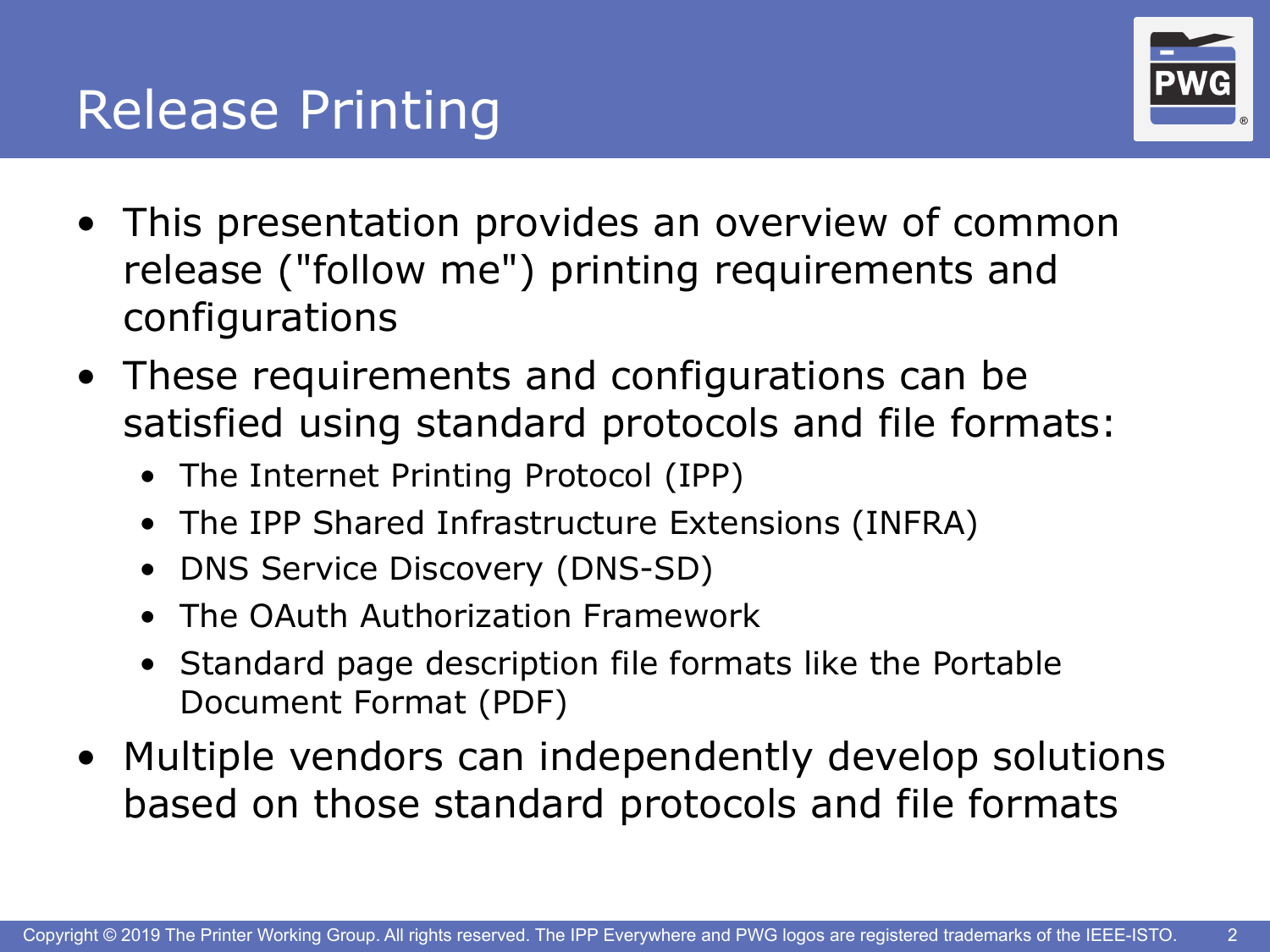# Release Printing

- This presentation provides an overview of common release ("follow me") printing requirements and configurations
- These requirements and configurations can be satisfied using standard protocols and file formats:
  - The Internet Printing Protocol (IPP)
  - The IPP Shared Infrastructure Extensions (INFRA)
  - DNS Service Discovery (DNS-SD)
  - The OAuth Authorization Framework
  - Standard page description file formats like the Portable Document Format (PDF)
- Multiple vendors can independently develop solutions based on those standard protocols and file formats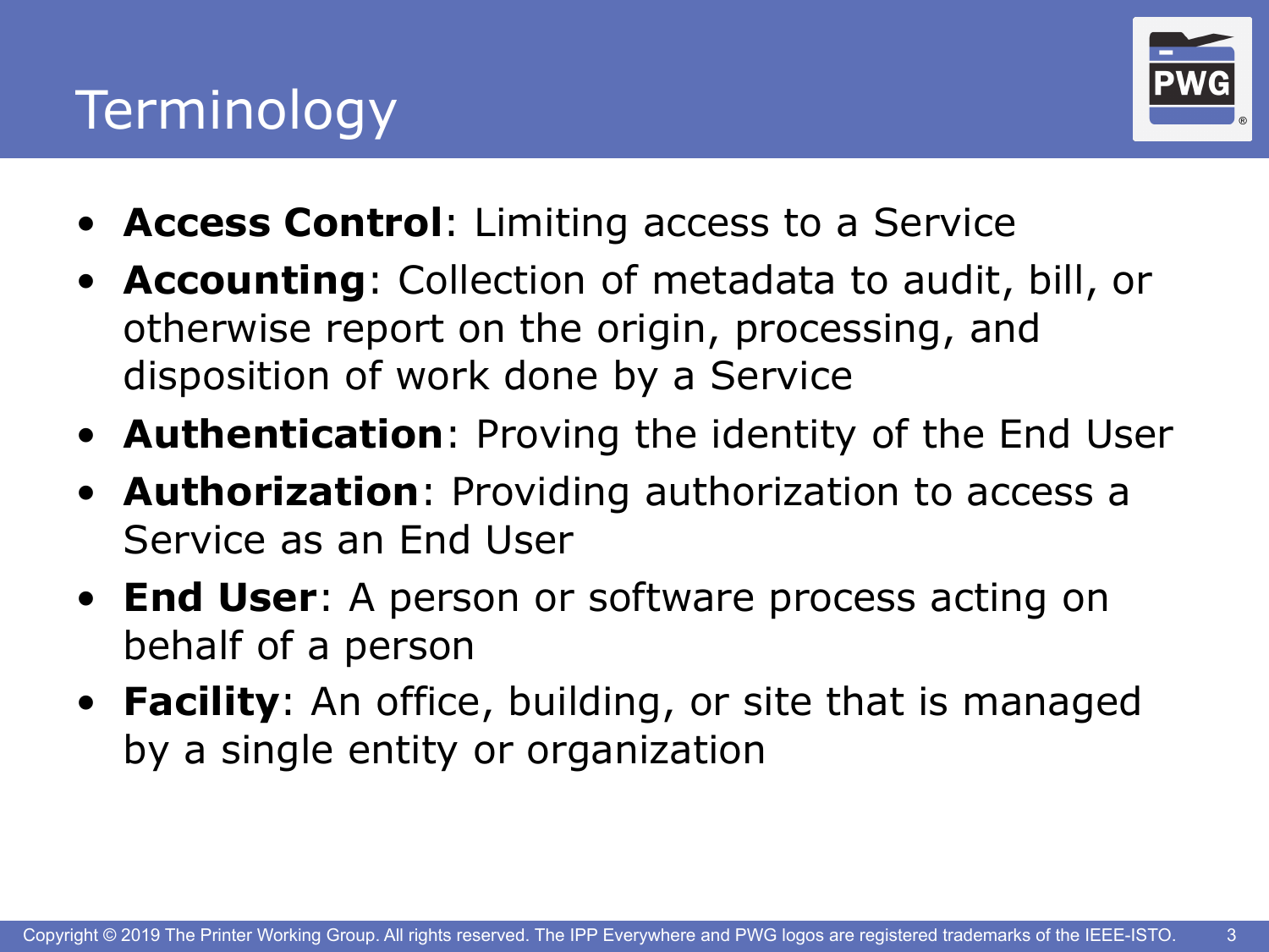# Terminology

- **Access Control**: Limiting access to a Service
- **Accounting**: Collection of metadata to audit, bill, or otherwise report on the origin, processing, and disposition of work done by a Service
- **Authentication**: Proving the identity of the End User
- **Authorization**: Providing authorization to access a Service as an End User
- **End User**: A person or software process acting on behalf of a person
- **Facility**: An office, building, or site that is managed by a single entity or organization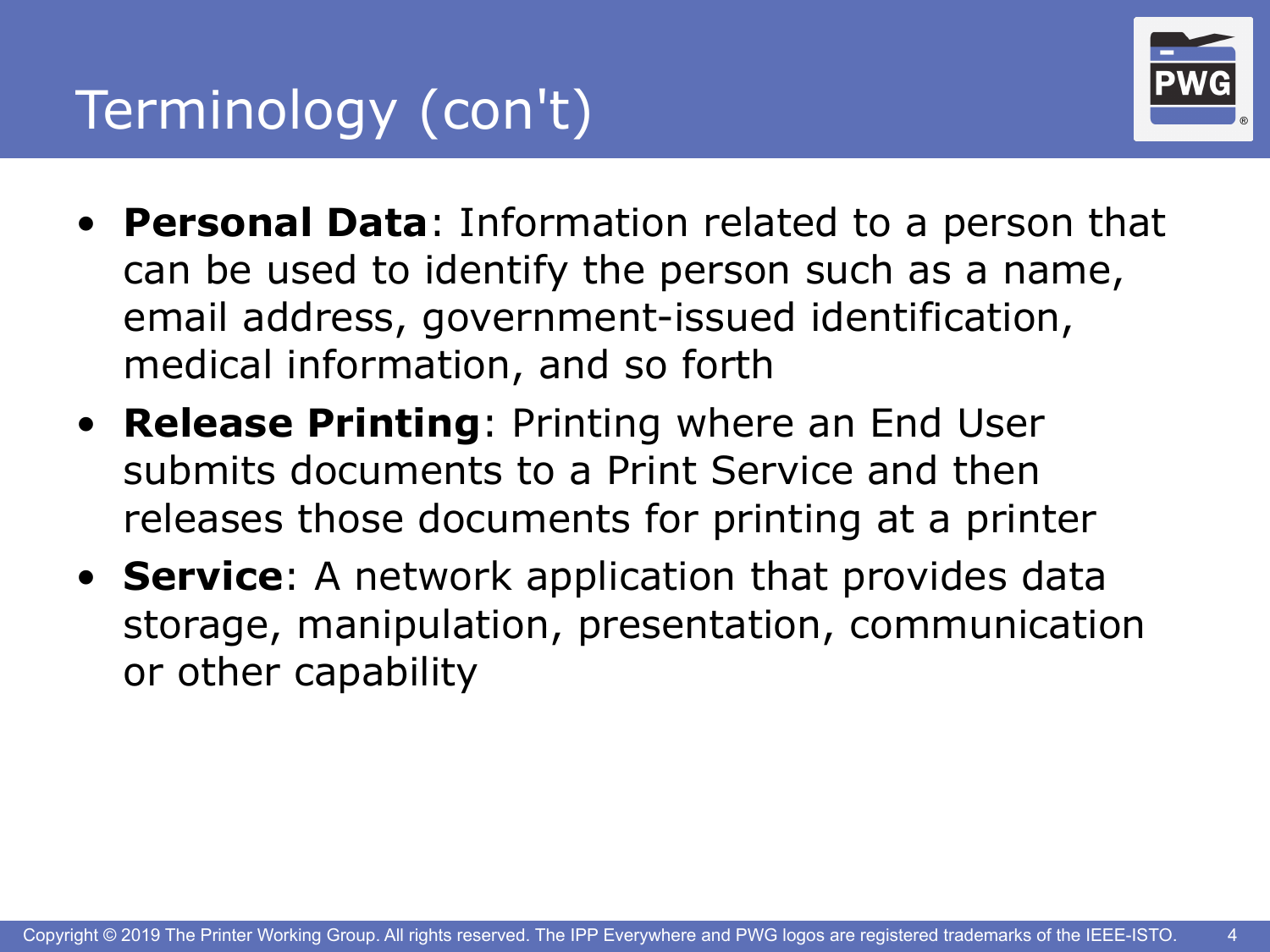# Terminology (con't)

- **Personal Data**: Information related to a person that can be used to identify the person such as a name, email address, government-issued identification, medical information, and so forth
- **Release Printing**: Printing where an End User submits documents to a Print Service and then releases those documents for printing at a printer
- **Service**: A network application that provides data storage, manipulation, presentation, communication or other capability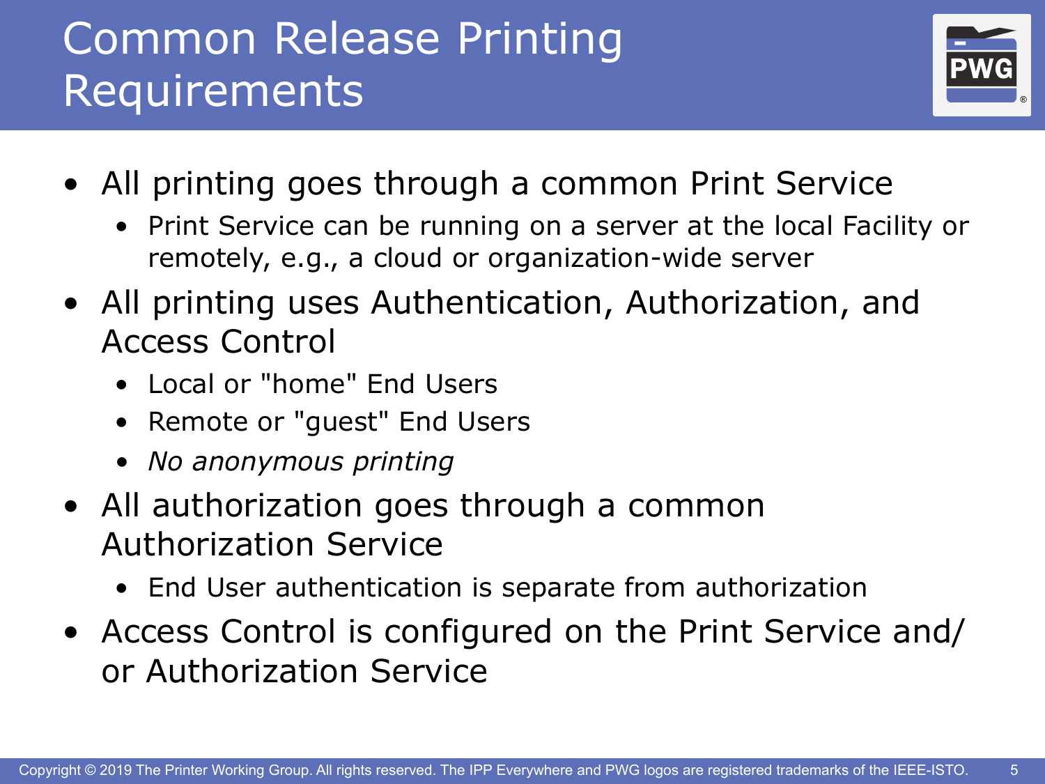# Common Release Printing Requirements

- All printing goes through a common Print Service
  - Print Service can be running on a server at the local Facility or remotely, e.g., a cloud or organization-wide server
- All printing uses Authentication, Authorization, and Access Control
  - Local or "home" End Users
  - Remote or "guest" End Users
  - *No anonymous printing*
- All authorization goes through a common Authorization Service
  - End User authentication is separate from authorization
- Access Control is configured on the Print Service and/or Authorization Service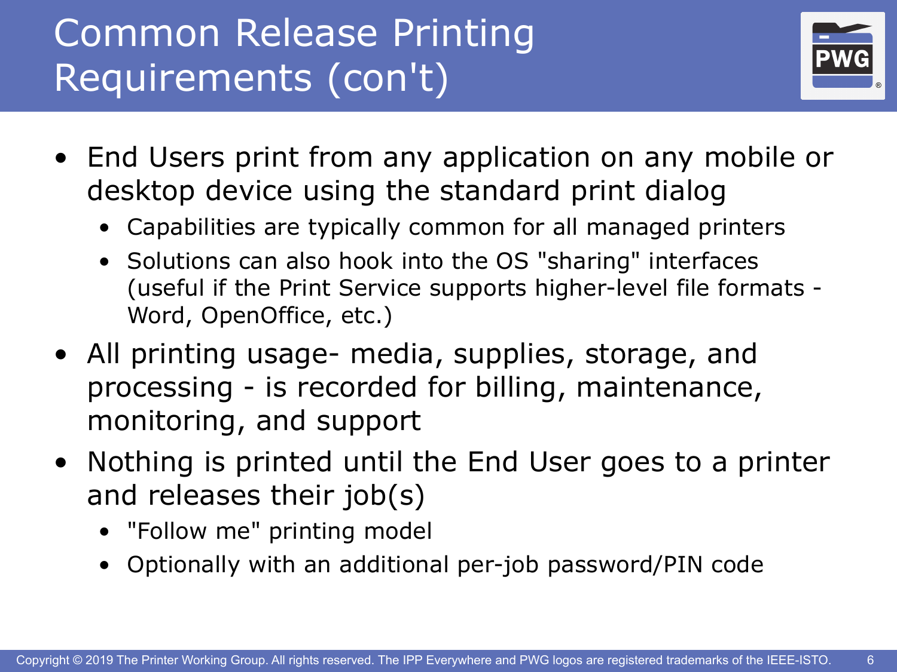# Common Release Printing Requirements (con't)

- End Users print from any application on any mobile or desktop device using the standard print dialog
  - Capabilities are typically common for all managed printers
  - Solutions can also hook into the OS "sharing" interfaces (useful if the Print Service supports higher-level file formats - Word, OpenOffice, etc.)
- All printing usage- media, supplies, storage, and processing - is recorded for billing, maintenance, monitoring, and support
- Nothing is printed until the End User goes to a printer and releases their job(s)
  - "Follow me" printing model
  - Optionally with an additional per-job password/PIN code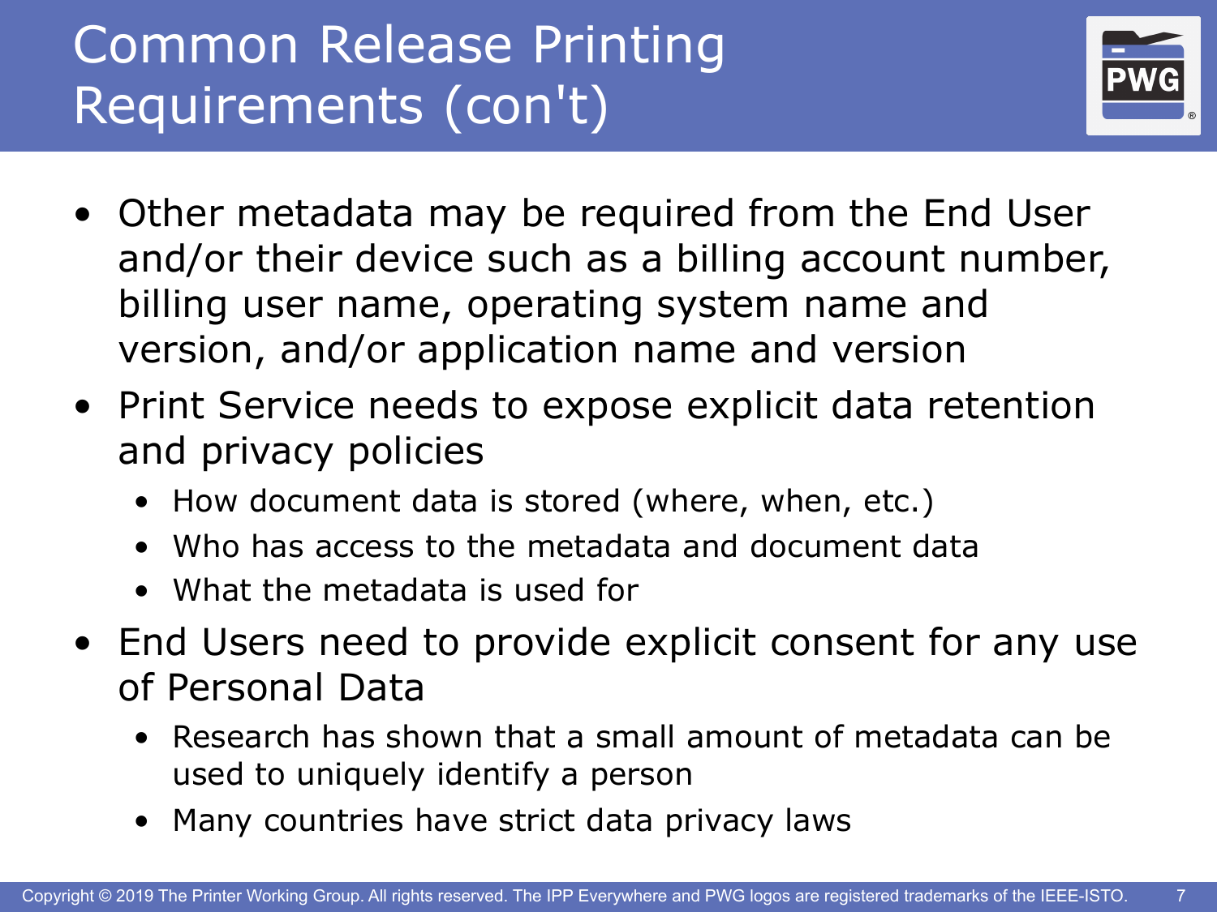# Common Release Printing Requirements (con't)

- Other metadata may be required from the End User and/or their device such as a billing account number, billing user name, operating system name and version, and/or application name and version
- Print Service needs to expose explicit data retention and privacy policies
  - How document data is stored (where, when, etc.)
  - Who has access to the metadata and document data
  - What the metadata is used for
- End Users need to provide explicit consent for any use of Personal Data
  - Research has shown that a small amount of metadata can be used to uniquely identify a person
  - Many countries have strict data privacy laws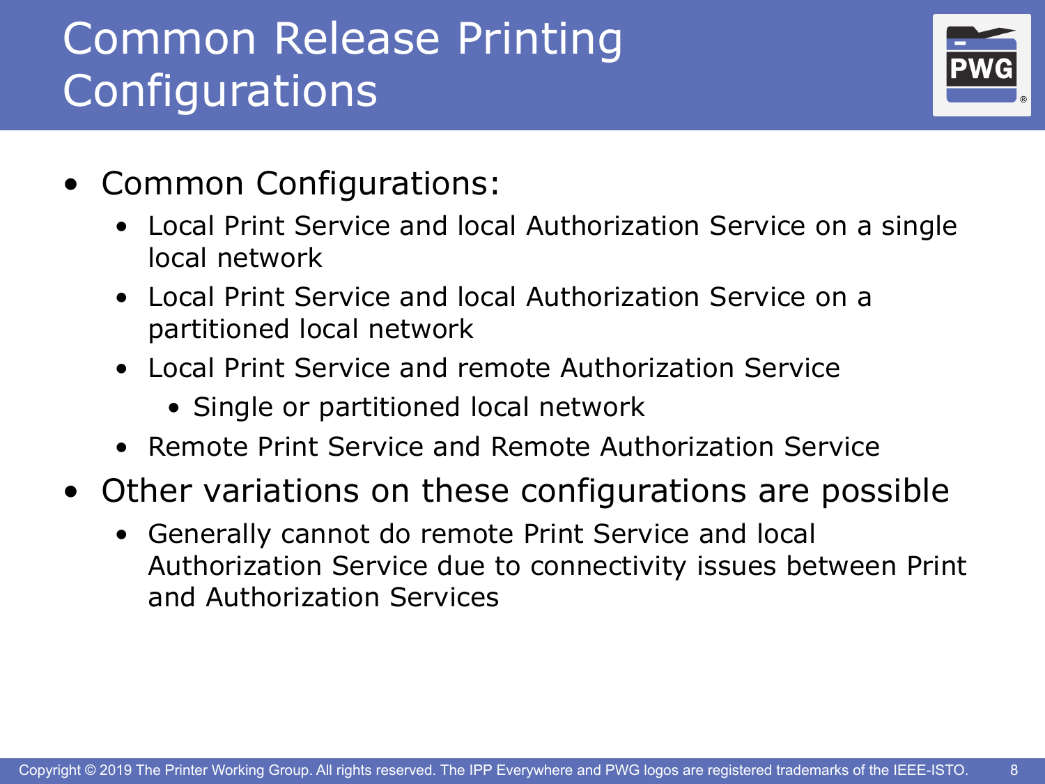# Common Release Printing Configurations

- Common Configurations:
  - Local Print Service and local Authorization Service on a single local network
  - Local Print Service and local Authorization Service on a partitioned local network
  - Local Print Service and remote Authorization Service
    - Single or partitioned local network
  - Remote Print Service and Remote Authorization Service
- Other variations on these configurations are possible
  - Generally cannot do remote Print Service and local Authorization Service due to connectivity issues between Print and Authorization Services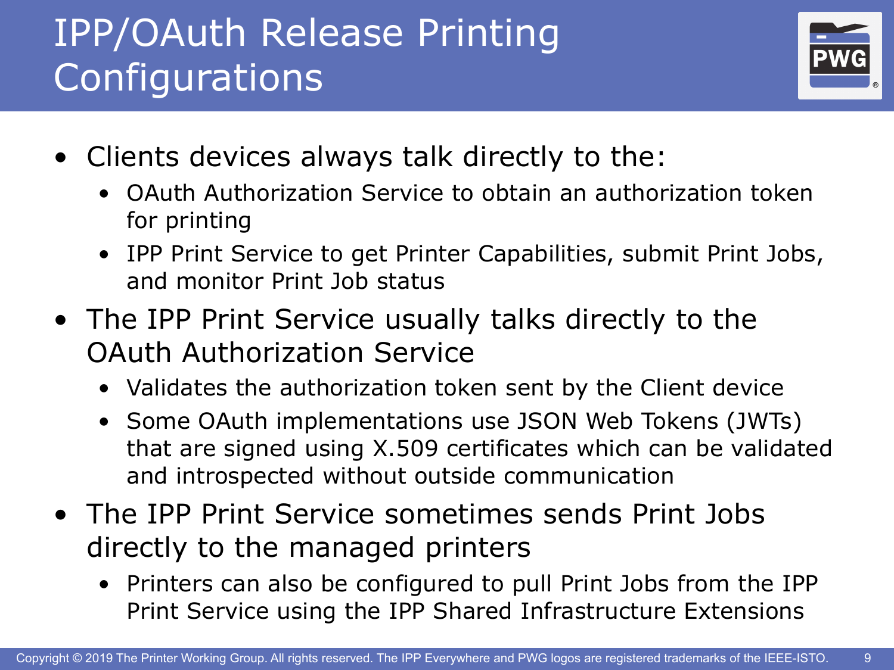# IPP/OAuth Release Printing Configurations

- Clients devices always talk directly to the:
  - OAuth Authorization Service to obtain an authorization token for printing
  - IPP Print Service to get Printer Capabilities, submit Print Jobs, and monitor Print Job status
- The IPP Print Service usually talks directly to the OAuth Authorization Service
  - Validates the authorization token sent by the Client device
  - Some OAuth implementations use JSON Web Tokens (JWTs) that are signed using X.509 certificates which can be validated and introspected without outside communication
- The IPP Print Service sometimes sends Print Jobs directly to the managed printers
  - Printers can also be configured to pull Print Jobs from the IPP Print Service using the IPP Shared Infrastructure Extensions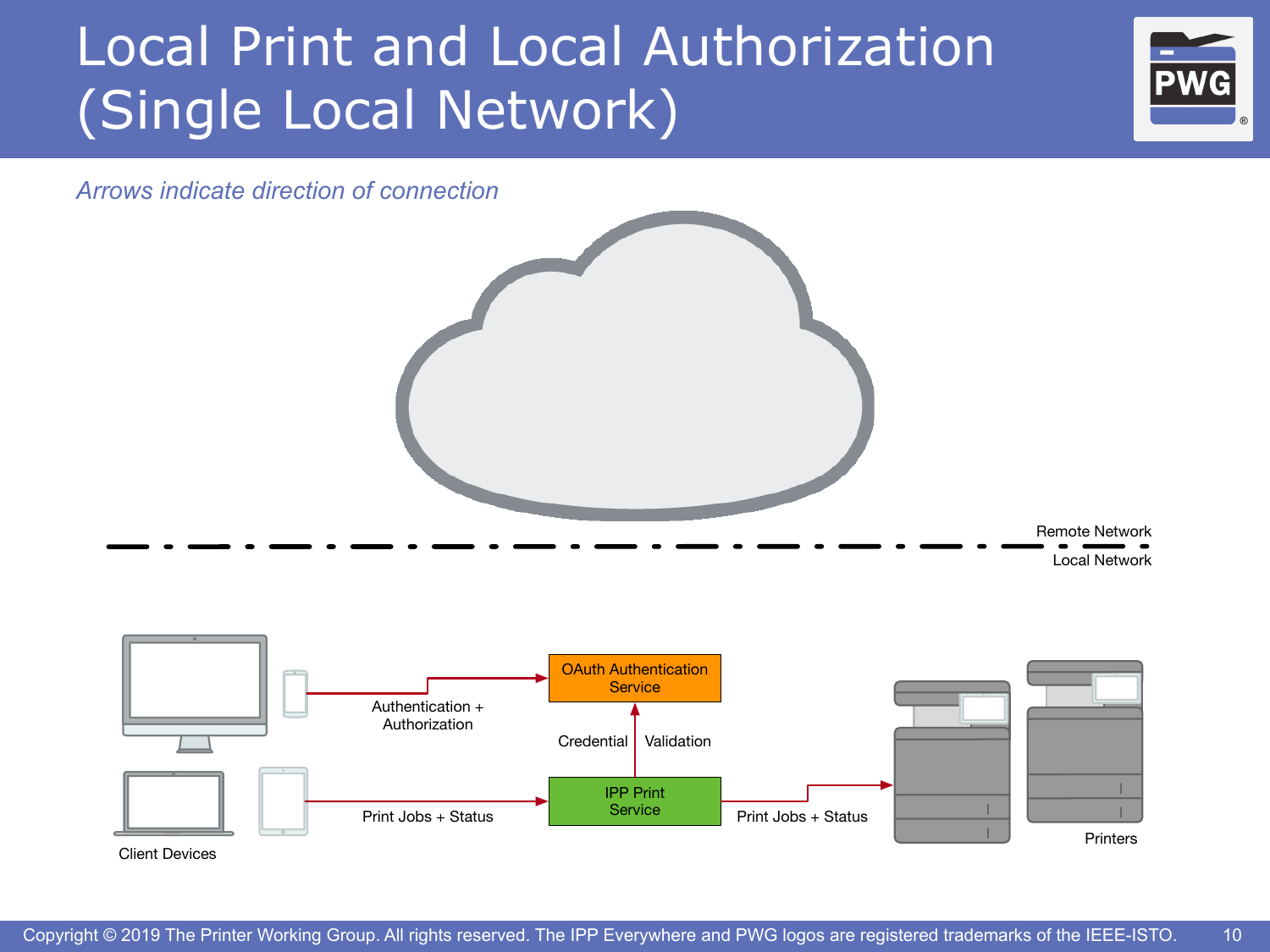# Local Print and Local Authorization (Single Local Network)

*Arrows indicate direction of connection*

Remote Network

Local Network

OAuth Authentication Service

Authentication + Authorization

Credential Validation

IPP Print Service

Print Jobs + Status

Print Jobs + Status

Client Devices

Printers

Copyright © 2019 The Printer Working Group. All rights reserved. The IPP Everywhere and PWG logos are registered trademarks of the IEEE-ISTO.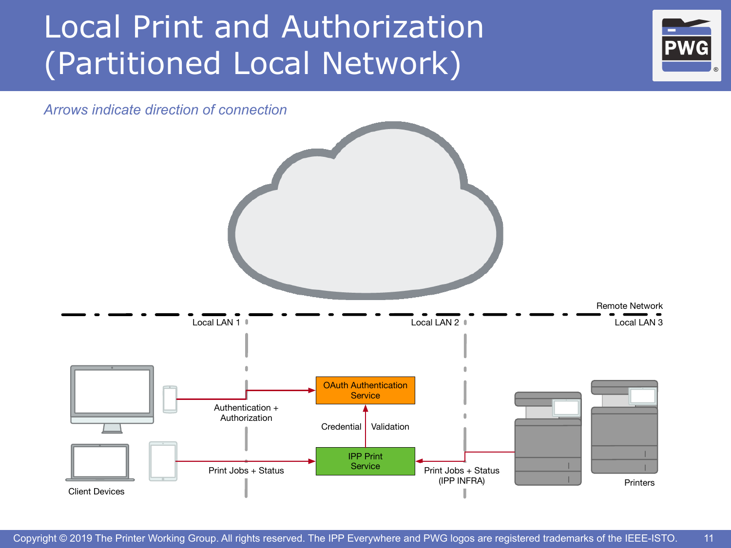# Local Print and Authorization (Partitioned Local Network)

*Arrows indicate direction of connection*

Remote Network

Local LAN 1

Local LAN 2

Local LAN 3

OAuth Authentication Service

Authentication + Authorization

Credential

Validation

IPP Print Service

Print Jobs + Status

Print Jobs + Status (IPP INFRA)

Client Devices

Printers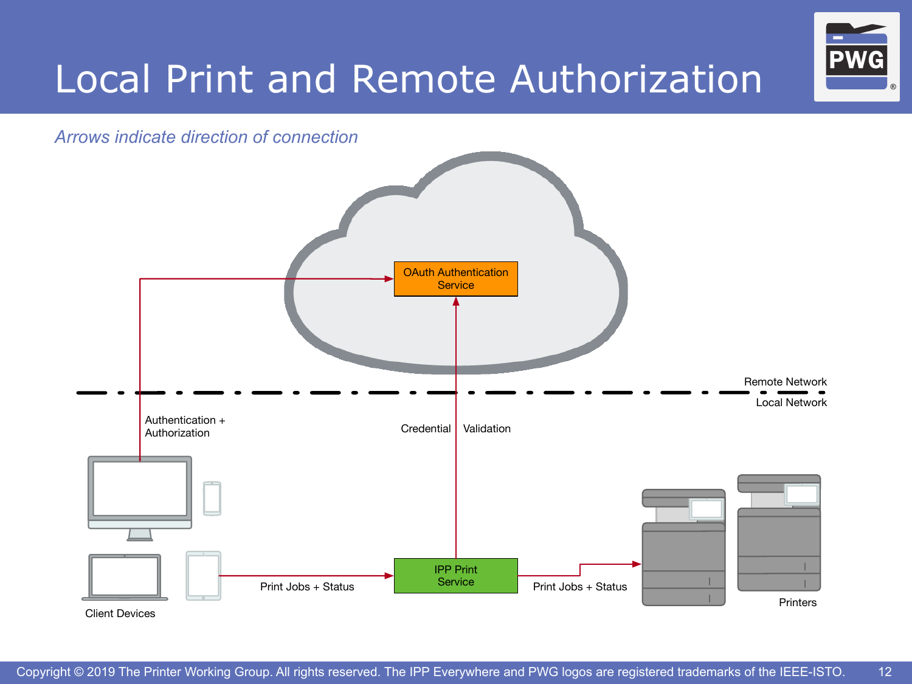# Local Print and Remote Authorization

*Arrows indicate direction of connection*

OAuth Authentication Service

Remote Network

Local Network

Authentication + Authorization

Credential Validation

Client Devices

Print Jobs + Status

IPP Print Service

Print Jobs + Status

Printers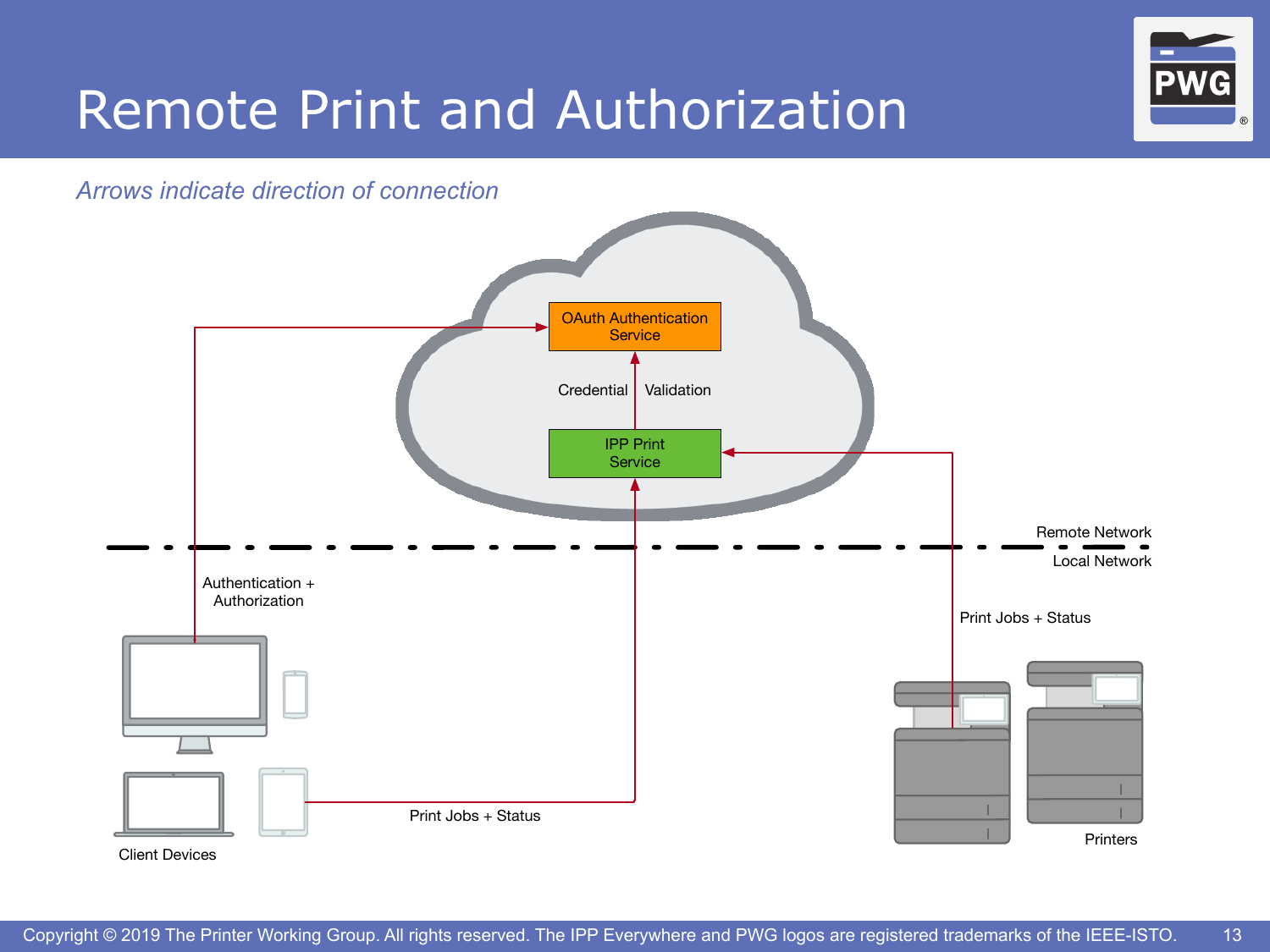# Remote Print and Authorization

*Arrows indicate direction of connection*

OAuth Authentication Service

Credential Validation

IPP Print Service

Remote Network

Local Network

Authentication + Authorization

Print Jobs + Status

Print Jobs + Status

Client Devices

Printers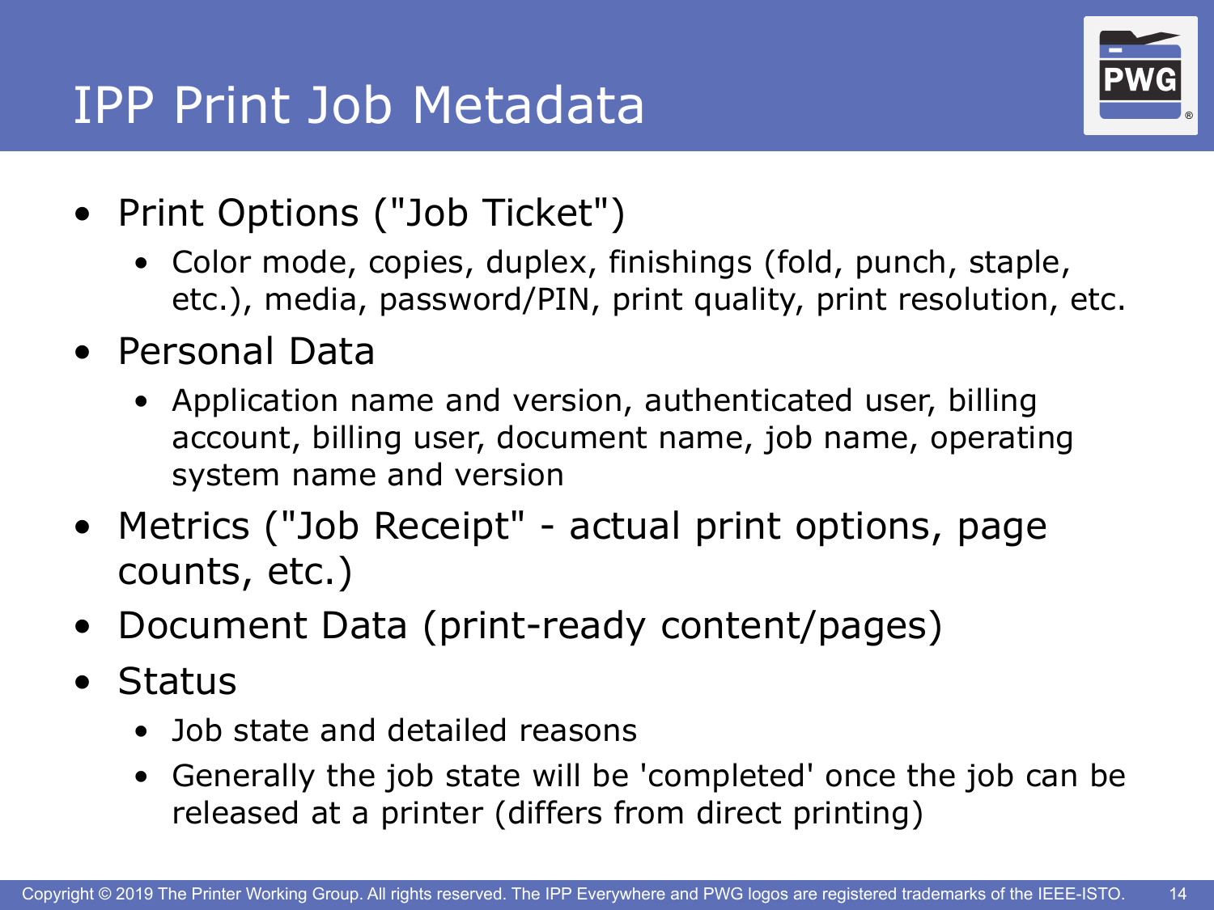# IPP Print Job Metadata

- Print Options ("Job Ticket")
  - Color mode, copies, duplex, finishings (fold, punch, staple, etc.), media, password/PIN, print quality, print resolution, etc.
- Personal Data
  - Application name and version, authenticated user, billing account, billing user, document name, job name, operating system name and version
- Metrics ("Job Receipt" - actual print options, page counts, etc.)
- Document Data (print-ready content/pages)
- Status
  - Job state and detailed reasons
  - Generally the job state will be 'completed' once the job can be released at a printer (differs from direct printing)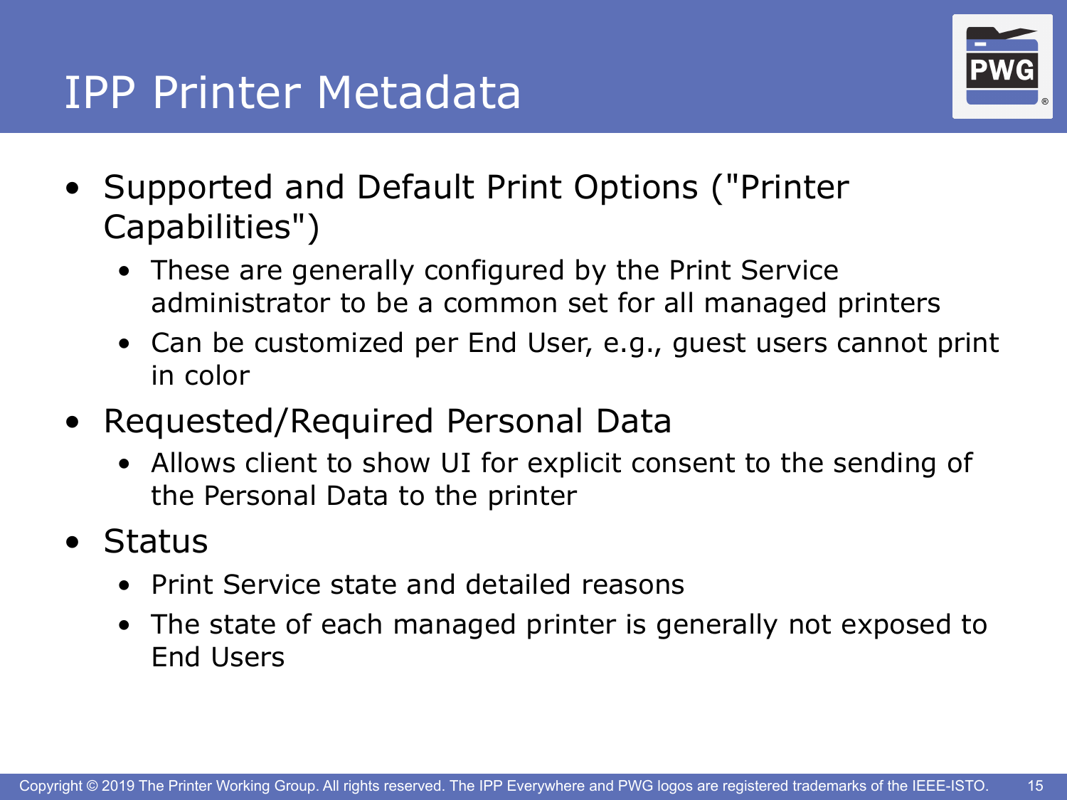# IPP Printer Metadata

- Supported and Default Print Options ("Printer Capabilities")
  - These are generally configured by the Print Service administrator to be a common set for all managed printers
  - Can be customized per End User, e.g., guest users cannot print in color
- Requested/Required Personal Data
  - Allows client to show UI for explicit consent to the sending of the Personal Data to the printer
- Status
  - Print Service state and detailed reasons
  - The state of each managed printer is generally not exposed to End Users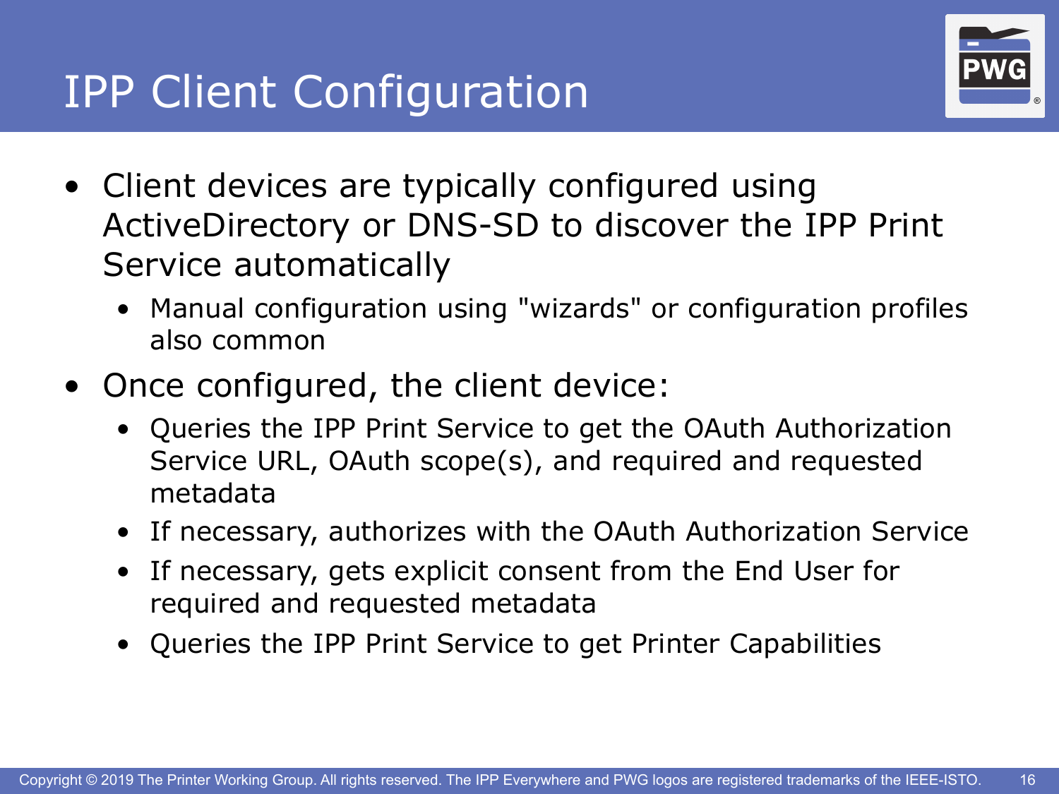# IPP Client Configuration

- Client devices are typically configured using ActiveDirectory or DNS-SD to discover the IPP Print Service automatically
  - Manual configuration using "wizards" or configuration profiles also common
- Once configured, the client device:
  - Queries the IPP Print Service to get the OAuth Authorization Service URL, OAuth scope(s), and required and requested metadata
  - If necessary, authorizes with the OAuth Authorization Service
  - If necessary, gets explicit consent from the End User for required and requested metadata
  - Queries the IPP Print Service to get Printer Capabilities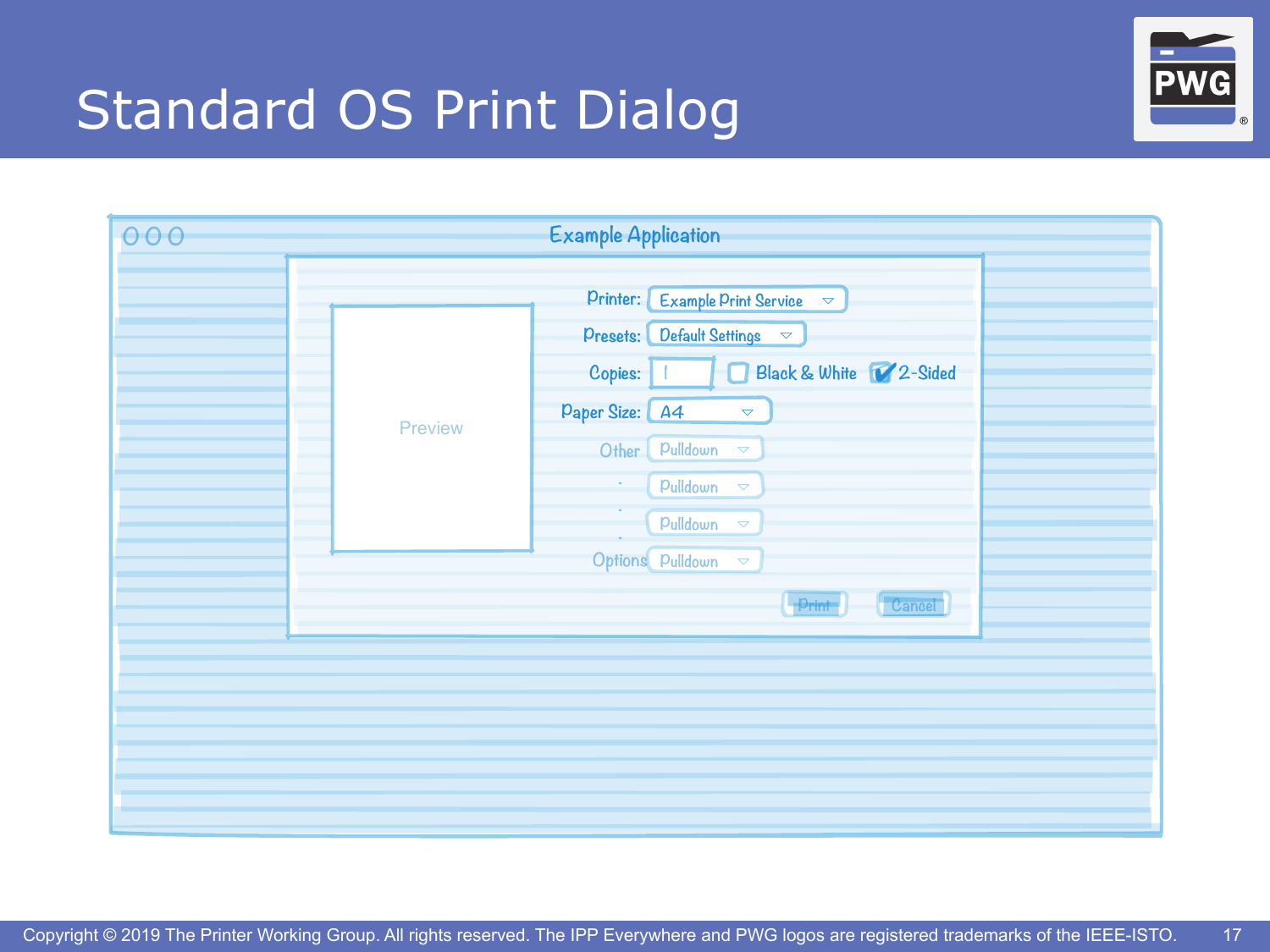# Standard OS Print Dialog

Example Application

Preview

Printer: Example Print Service

Presets: Default Settings

Copies: 1 Black & White 2-Sided

Paper Size: A4

Other Pulldown

Pulldown

Pulldown

Options Pulldown

Print Cancel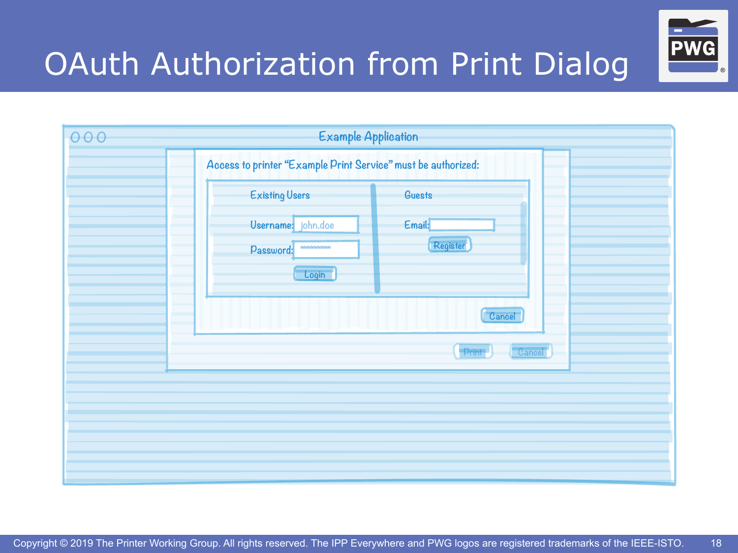# OAuth Authorization from Print Dialog

Example Application

Access to printer "Example Print Service" must be authorized:

Existing Users

Username: john.doe

Password: ********

Login

Guests

Email:

Register

Cancel

Print

Cancel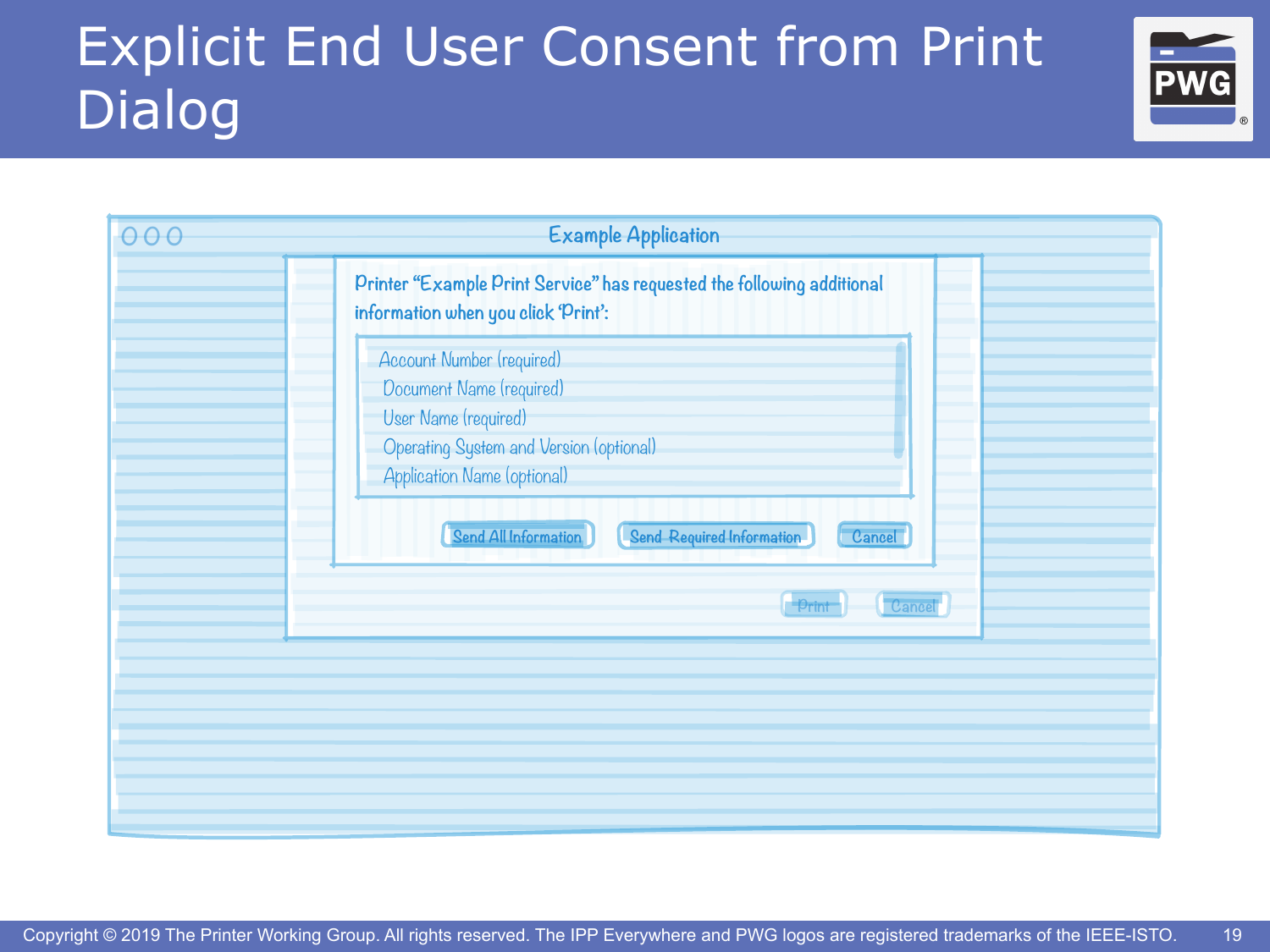# Explicit End User Consent from Print Dialog

Example Application

Printer "Example Print Service" has requested the following additional information when you click 'Print':

- Account Number (required)
- Document Name (required)
- User Name (required)
- Operating System and Version (optional)
- Application Name (optional)

Send All Information | Send Required Information | Cancel

Print | Cancel